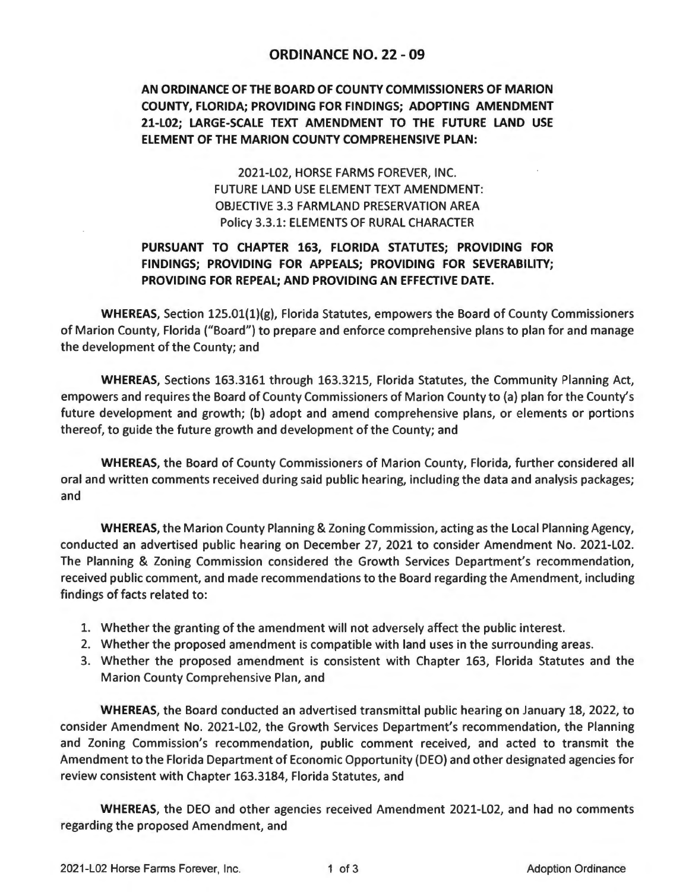# ORDINANCE NO. 22 - 09

**AN ORDINANCE OF THE BOARD OF COUNTY COMMISSIONERS OF MARION COUNTY, FLORIDA; PROVIDING FOR FINDINGS; ADOPTING AMENDMENT 21-L02; LARGE-SCALE TEXT AMENDMENT TO THE FUTURE LAND USE ELEMENT OF THE MARION COUNTY COMPREHENSIVE PLAN:**

2021-L02, HORSE FARMS FOREVER, INC.
FUTURE LAND USE ELEMENT TEXT AMENDMENT:
OBJECTIVE 3.3 FARMLAND PRESERVATION AREA
Policy 3.3.1: ELEMENTS OF RURAL CHARACTER

**PURSUANT TO CHAPTER 163, FLORIDA STATUTES; PROVIDING FOR FINDINGS; PROVIDING FOR APPEALS; PROVIDING FOR SEVERABILITY; PROVIDING FOR REPEAL; AND PROVIDING AN EFFECTIVE DATE.**

**WHEREAS,** Section 125.01(1)(g), Florida Statutes, empowers the Board of County Commissioners of Marion County, Florida ("Board") to prepare and enforce comprehensive plans to plan for and manage the development of the County; and

**WHEREAS,** Sections 163.3161 through 163.3215, Florida Statutes, the Community Planning Act, empowers and requires the Board of County Commissioners of Marion County to (a) plan for the County's future development and growth; (b) adopt and amend comprehensive plans, or elements or portions thereof, to guide the future growth and development of the County; and

**WHEREAS,** the Board of County Commissioners of Marion County, Florida, further considered all oral and written comments received during said public hearing, including the data and analysis packages; and

**WHEREAS,** the Marion County Planning & Zoning Commission, acting as the Local Planning Agency, conducted an advertised public hearing on December 27, 2021 to consider Amendment No. 2021-L02. The Planning & Zoning Commission considered the Growth Services Department's recommendation, received public comment, and made recommendations to the Board regarding the Amendment, including findings of facts related to:

1. Whether the granting of the amendment will not adversely affect the public interest.
2. Whether the proposed amendment is compatible with land uses in the surrounding areas.
3. Whether the proposed amendment is consistent with Chapter 163, Florida Statutes and the Marion County Comprehensive Plan, and

**WHEREAS,** the Board conducted an advertised transmittal public hearing on January 18, 2022, to consider Amendment No. 2021-L02, the Growth Services Department's recommendation, the Planning and Zoning Commission's recommendation, public comment received, and acted to transmit the Amendment to the Florida Department of Economic Opportunity (DEO) and other designated agencies for review consistent with Chapter 163.3184, Florida Statutes, and

**WHEREAS,** the DEO and other agencies received Amendment 2021-L02, and had no comments regarding the proposed Amendment, and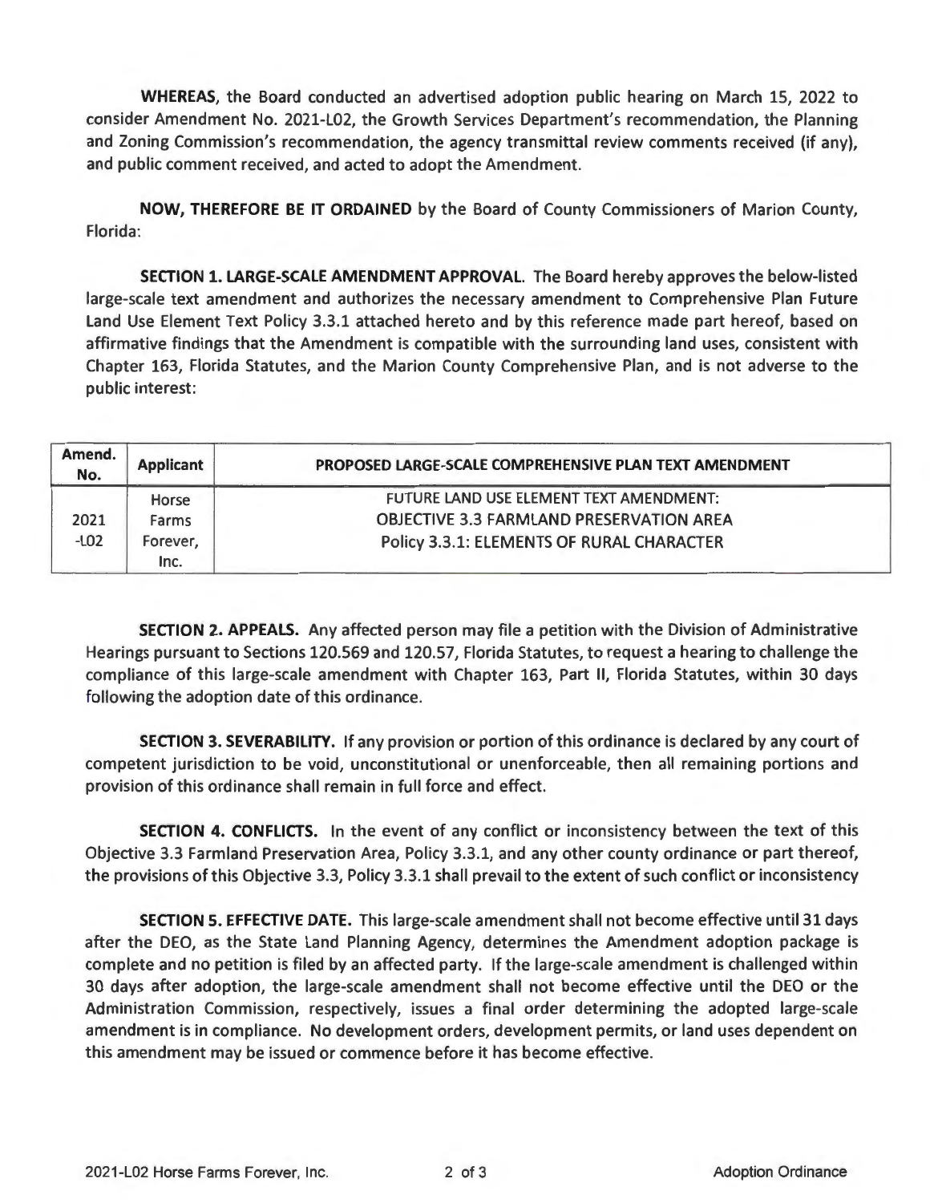**WHEREAS**, the Board conducted an advertised adoption public hearing on March 15, 2022 to consider Amendment No. 2021-L02, the Growth Services Department's recommendation, the Planning and Zoning Commission's recommendation, the agency transmittal review comments received (if any), and public comment received, and acted to adopt the Amendment.

**NOW, THEREFORE BE IT ORDAINED** by the Board of County Commissioners of Marion County, Florida:

**SECTION 1. LARGE-SCALE AMENDMENT APPROVAL.** The Board hereby approves the below-listed large-scale text amendment and authorizes the necessary amendment to Comprehensive Plan Future Land Use Element Text Policy 3.3.1 attached hereto and by this reference made part hereof, based on affirmative findings that the Amendment is compatible with the surrounding land uses, consistent with Chapter 163, Florida Statutes, and the Marion County Comprehensive Plan, and is not adverse to the public interest:

| Amend. No. | Applicant | PROPOSED LARGE-SCALE COMPREHENSIVE PLAN TEXT AMENDMENT |
|---|---|---|
| 2021 -L02 | Horse Farms Forever, Inc. | FUTURE LAND USE ELEMENT TEXT AMENDMENT: OBJECTIVE 3.3 FARMLAND PRESERVATION AREA Policy 3.3.1: ELEMENTS OF RURAL CHARACTER |

**SECTION 2. APPEALS.** Any affected person may file a petition with the Division of Administrative Hearings pursuant to Sections 120.569 and 120.57, Florida Statutes, to request a hearing to challenge the compliance of this large-scale amendment with Chapter 163, Part II, Florida Statutes, within 30 days following the adoption date of this ordinance.

**SECTION 3. SEVERABILITY.** If any provision or portion of this ordinance is declared by any court of competent jurisdiction to be void, unconstitutional or unenforceable, then all remaining portions and provision of this ordinance shall remain in full force and effect.

**SECTION 4. CONFLICTS.** In the event of any conflict or inconsistency between the text of this Objective 3.3 Farmland Preservation Area, Policy 3.3.1, and any other county ordinance or part thereof, the provisions of this Objective 3.3, Policy 3.3.1 shall prevail to the extent of such conflict or inconsistency

**SECTION 5. EFFECTIVE DATE.** This large-scale amendment shall not become effective until 31 days after the DEO, as the State Land Planning Agency, determines the Amendment adoption package is complete and no petition is filed by an affected party. If the large-scale amendment is challenged within 30 days after adoption, the large-scale amendment shall not become effective until the DEO or the Administration Commission, respectively, issues a final order determining the adopted large-scale amendment is in compliance. No development orders, development permits, or land uses dependent on this amendment may be issued or commence before it has become effective.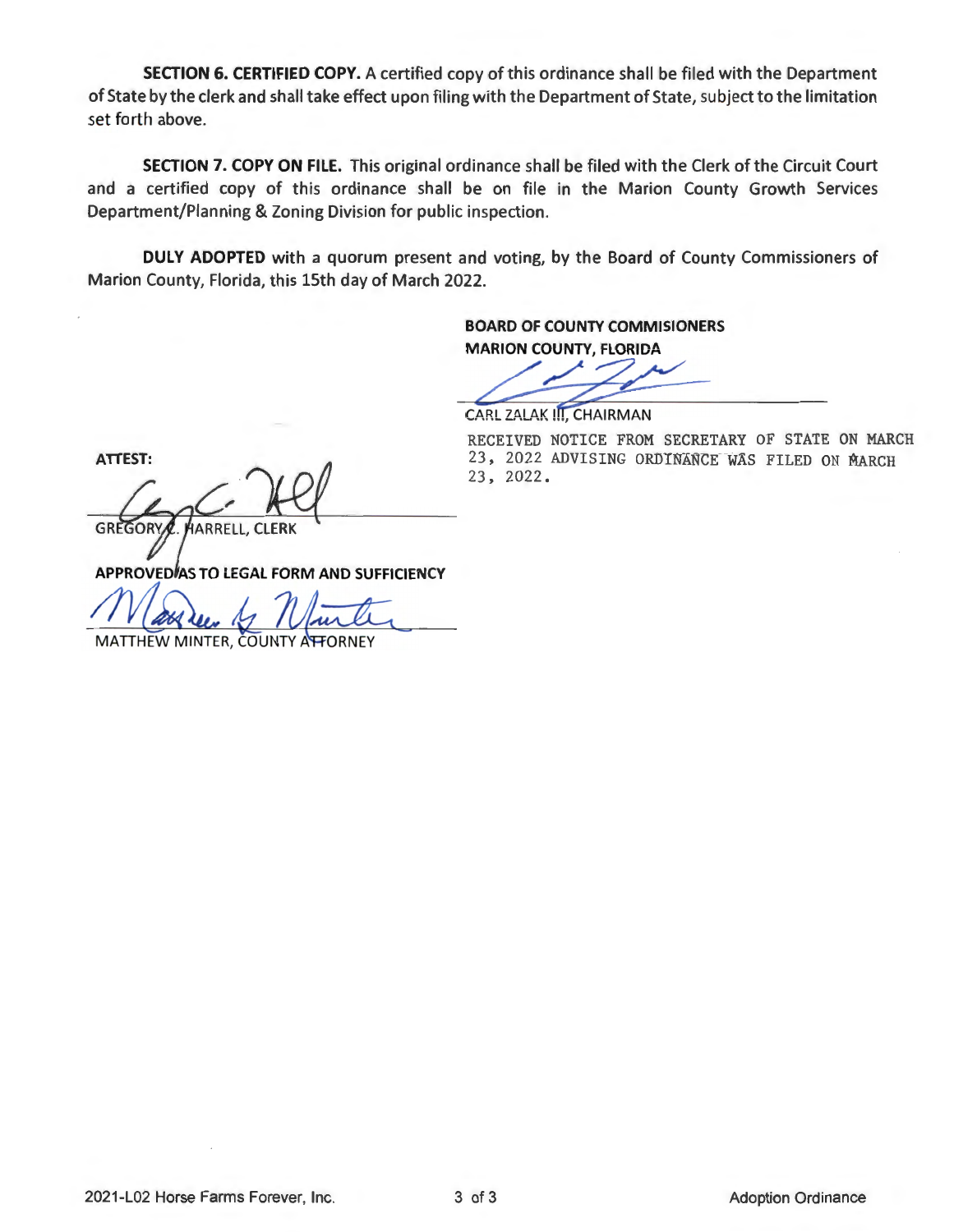**SECTION 6. CERTIFIED COPY.** A certified copy of this ordinance shall be filed with the Department of State by the clerk and shall take effect upon filing with the Department of State, subject to the limitation set forth above.

**SECTION 7. COPY ON FILE.** This original ordinance shall be filed with the Clerk of the Circuit Court and a certified copy of this ordinance shall be on file in the Marion County Growth Services Department/Planning & Zoning Division for public inspection.

**DULY ADOPTED** with a quorum present and voting, by the Board of County Commissioners of Marion County, Florida, this 15th day of March 2022.

**BOARD OF COUNTY COMMISIONERS**
**MARION COUNTY, FLORIDA**

CARL ZALAK III, CHAIRMAN

RECEIVED NOTICE FROM SECRETARY OF STATE ON MARCH 23, 2022 ADVISING ORDINANCE WAS FILED ON MARCH 23, 2022.

**ATTEST:**

GREGORY C. HARRELL, CLERK

**APPROVED AS TO LEGAL FORM AND SUFFICIENCY**

MATTHEW MINTER, COUNTY ATTORNEY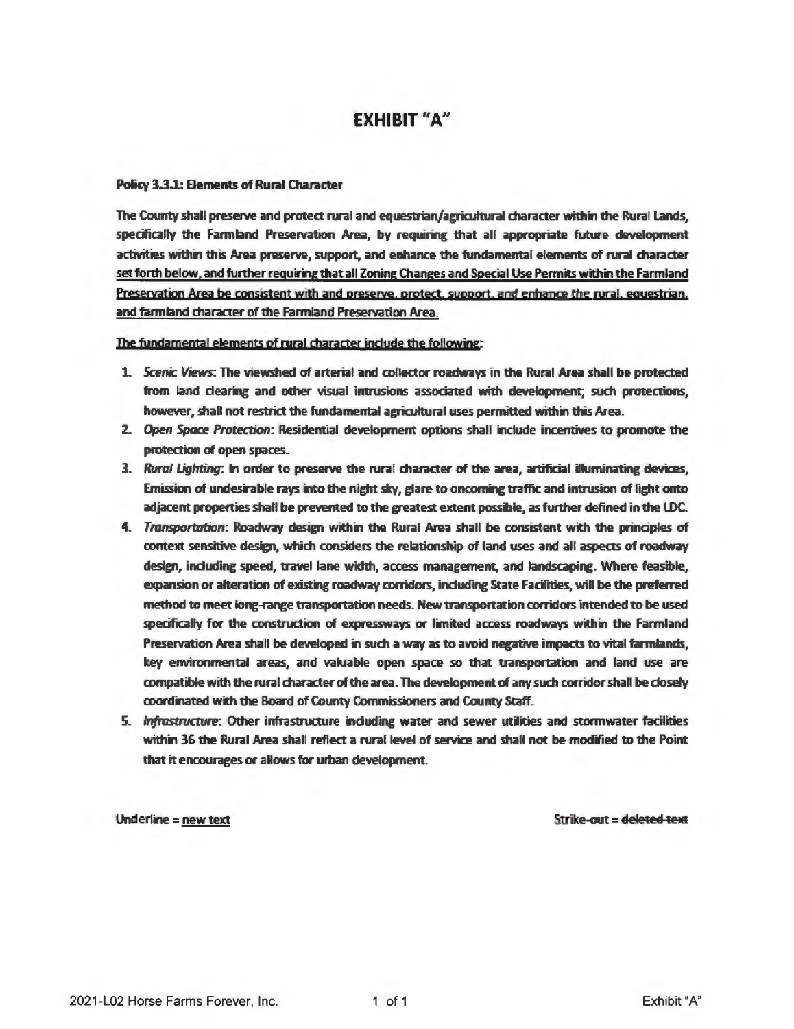# EXHIBIT "A"

**Policy 3.3.1: Elements of Rural Character**

**The County shall preserve and protect rural and equestrian/agricultural character within the Rural Lands, specifically the Farmland Preservation Area, by requiring that all appropriate future development activities within this Area preserve, support, and enhance the fundamental elements of rural character <u>set forth below, and further requiring that all Zoning Changes and Special Use Permits within the Farmland Preservation Area be consistent with and preserve, protect, support, and enhance the rural, equestrian, and farmland character of the Farmland Preservation Area.</u>**

**<u>The fundamental elements of rural character include the following:</u>**

1. ***Scenic Views*: The viewshed of arterial and collector roadways in the Rural Area shall be protected from land clearing and other visual intrusions associated with development; such protections, however, shall not restrict the fundamental agricultural uses permitted within this Area.**
2. ***Open Space Protection*: Residential development options shall include incentives to promote the protection of open spaces.**
3. ***Rural Lighting*: In order to preserve the rural character of the area, artificial illuminating devices, Emission of undesirable rays into the night sky, glare to oncoming traffic and intrusion of light onto adjacent properties shall be prevented to the greatest extent possible, as further defined in the LDC.**
4. ***Transportation*: Roadway design within the Rural Area shall be consistent with the principles of context sensitive design, which considers the relationship of land uses and all aspects of roadway design, including speed, travel lane width, access management, and landscaping. Where feasible, expansion or alteration of existing roadway corridors, including State Facilities, will be the preferred method to meet long-range transportation needs. New transportation corridors intended to be used specifically for the construction of expressways or limited access roadways within the Farmland Preservation Area shall be developed in such a way as to avoid negative impacts to vital farmlands, key environmental areas, and valuable open space so that transportation and land use are compatible with the rural character of the area. The development of any such corridor shall be closely coordinated with the Board of County Commissioners and County Staff.**
5. ***Infrastructure*: Other infrastructure including water and sewer utilities and stormwater facilities within 36 the Rural Area shall reflect a rural level of service and shall not be modified to the Point that it encourages or allows for urban development.**

Underline = <u>new text</u> Strike-out = ~~deleted text~~